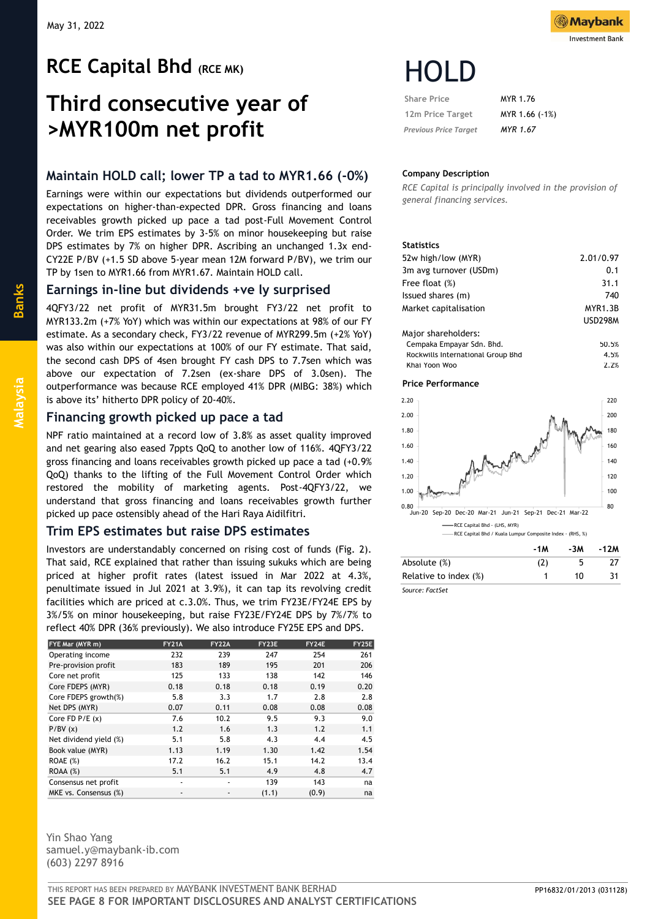May 31, 2022

# RCE Capital Bhd (RCE MK)

# Third consecutive year of >MYR100m net profit

# HOLD

| | |
|---|---|
| Share Price | MYR 1.76 |
| 12m Price Target | MYR 1.66 (-1%) |
| *Previous Price Target* | *MYR 1.67* |

### Company Description

*RCE Capital is principally involved in the provision of general financing services.*

### Statistics

| | |
|---|---|
| 52w high/low (MYR) | 2.01/0.97 |
| 3m avg turnover (USDm) | 0.1 |
| Free float (%) | 31.1 |
| Issued shares (m) | 740 |
| Market capitalisation | MYR1.3B |
| | USD298M |

Major shareholders:

| | |
|---|---|
| Cempaka Empayar Sdn. Bhd. | 50.5% |
| Rockwills International Group Bhd | 4.5% |
| Khai Yoon Woo | 2.2% |

### Price Performance

| | -1M | -3M | -12M |
|---|---|---|---|
| Absolute (%) | (2) | 5 | 27 |
| Relative to index (%) | 1 | 10 | 31 |

Source: FactSet

## Maintain HOLD call; lower TP a tad to MYR1.66 (-0%)

Earnings were within our expectations but dividends outperformed our expectations on higher-than-expected DPR. Gross financing and loans receivables growth picked up pace a tad post-Full Movement Control Order. We trim EPS estimates by 3-5% on minor housekeeping but raise DPS estimates by 7% on higher DPR. Ascribing an unchanged 1.3x end-CY22E P/BV (+1.5 SD above 5-year mean 12M forward P/BV), we trim our TP by 1sen to MYR1.66 from MYR1.67. Maintain HOLD call.

## Earnings in-line but dividends +ve ly surprised

4QFY3/22 net profit of MYR31.5m brought FY3/22 net profit to MYR133.2m (+7% YoY) which was within our expectations at 98% of our FY estimate. As a secondary check, FY3/22 revenue of MYR299.5m (+2% YoY) was also within our expectations at 100% of our FY estimate. That said, the second cash DPS of 4sen brought FY cash DPS to 7.7sen which was above our expectation of 7.2sen (ex-share DPS of 3.0sen). The outperformance was because RCE employed 41% DPR (MIBG: 38%) which is above its' hitherto DPR policy of 20-40%.

## Financing growth picked up pace a tad

NPF ratio maintained at a record low of 3.8% as asset quality improved and net gearing also eased 7ppts QoQ to another low of 116%. 4QFY3/22 gross financing and loans receivables growth picked up pace a tad (+0.9% QoQ) thanks to the lifting of the Full Movement Control Order which restored the mobility of marketing agents. Post-4QFY3/22, we understand that gross financing and loans receivables growth further picked up pace ostensibly ahead of the Hari Raya Aidilfitri.

## Trim EPS estimates but raise DPS estimates

Investors are understandably concerned on rising cost of funds (Fig. 2). That said, RCE explained that rather than issuing sukuks which are being priced at higher profit rates (latest issued in Mar 2022 at 4.3%, penultimate issued in Jul 2021 at 3.9%), it can tap its revolving credit facilities which are priced at c.3.0%. Thus, we trim FY23E/FY24E EPS by 3%/5% on minor housekeeping, but raise FY23E/FY24E DPS by 7%/7% to reflect 40% DPR (36% previously). We also introduce FY25E EPS and DPS.

| FYE Mar (MYR m) | FY21A | FY22A | FY23E | FY24E | FY25E |
|---|---|---|---|---|---|
| Operating income | 232 | 239 | 247 | 254 | 261 |
| Pre-provision profit | 183 | 189 | 195 | 201 | 206 |
| Core net profit | 125 | 133 | 138 | 142 | 146 |
| Core FDEPS (MYR) | 0.18 | 0.18 | 0.18 | 0.19 | 0.20 |
| Core FDEPS growth(%) | 5.8 | 3.3 | 1.7 | 2.8 | 2.8 |
| Net DPS (MYR) | 0.07 | 0.11 | 0.08 | 0.08 | 0.08 |
| Core FD P/E (x) | 7.6 | 10.2 | 9.5 | 9.3 | 9.0 |
| P/BV (x) | 1.2 | 1.6 | 1.3 | 1.2 | 1.1 |
| Net dividend yield (%) | 5.1 | 5.8 | 4.3 | 4.4 | 4.5 |
| Book value (MYR) | 1.13 | 1.19 | 1.30 | 1.42 | 1.54 |
| ROAE (%) | 17.2 | 16.2 | 15.1 | 14.2 | 13.4 |
| ROAA (%) | 5.1 | 5.1 | 4.9 | 4.8 | 4.7 |
| Consensus net profit | - | - | 139 | 143 | na |
| MKE vs. Consensus (%) | - | - | (1.1) | (0.9) | na |

Yin Shao Yang
samuel.y@maybank-ib.com
(603) 2297 8916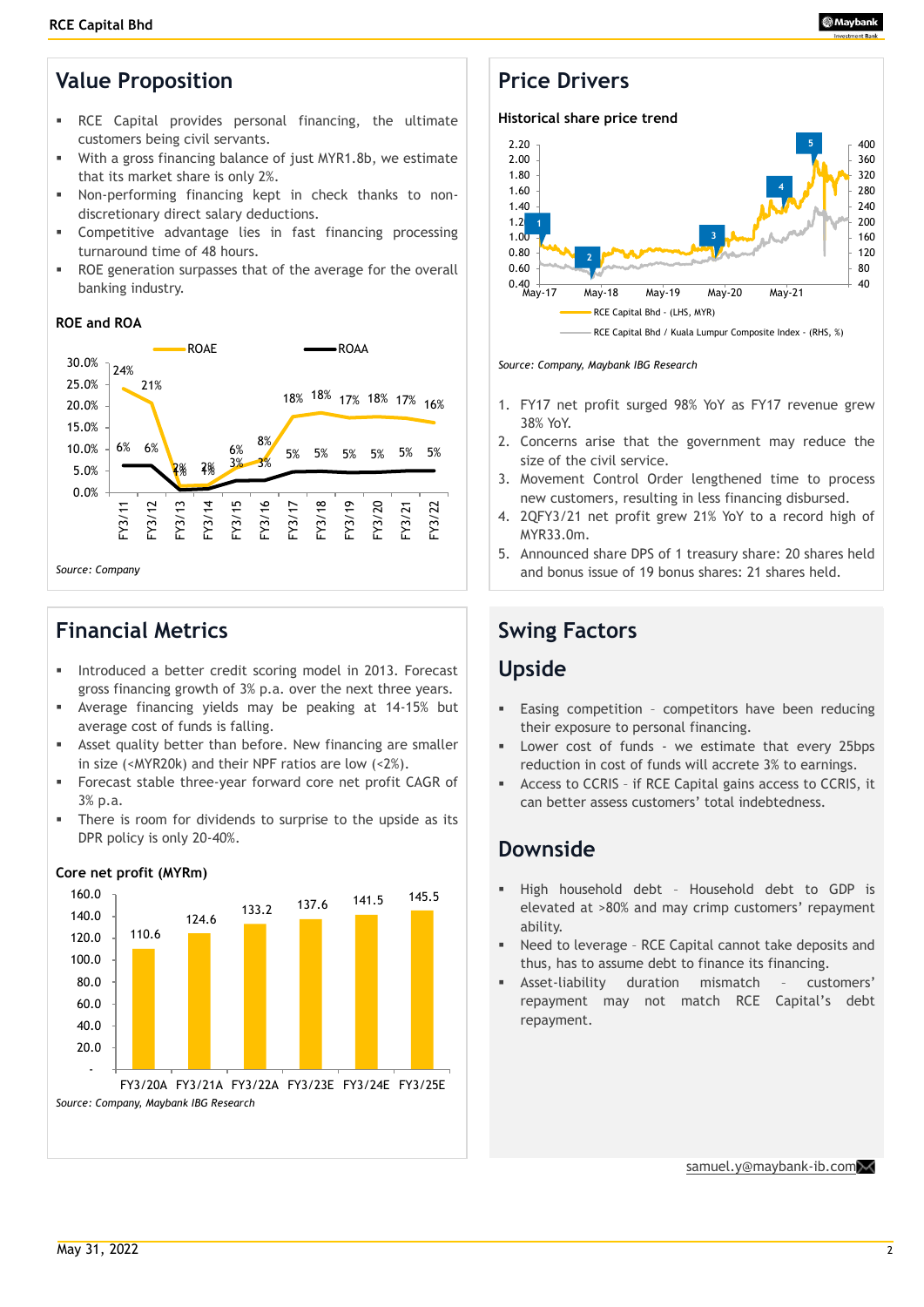## Value Proposition

- RCE Capital provides personal financing, the ultimate customers being civil servants.
- With a gross financing balance of just MYR1.8b, we estimate that its market share is only 2%.
- Non-performing financing kept in check thanks to non-discretionary direct salary deductions.
- Competitive advantage lies in fast financing processing turnaround time of 48 hours.
- ROE generation surpasses that of the average for the overall banking industry.

### ROE and ROA

| | FY3/11 | FY3/12 | FY3/13 | FY3/14 | FY3/15 | FY3/16 | FY3/17 | FY3/18 | FY3/19 | FY3/20 | FY3/21 | FY3/22 |
|---|---|---|---|---|---|---|---|---|---|---|---|---|
| ROAE | 24% | 21% | 2% | 2% | 6% | 8% | 18% | 18% | 17% | 18% | 17% | 16% |
| ROAA | 6% | 6% | 1% | 1% | 3% | 3% | 5% | 5% | 5% | 5% | 5% | 5% |

*Source: Company*

## Price Drivers

### Historical share price trend

RCE Capital Bhd - (LHS, MYR); RCE Capital Bhd / Kuala Lumpur Composite Index - (RHS, %)

*Source: Company, Maybank IBG Research*

1. FY17 net profit surged 98% YoY as FY17 revenue grew 38% YoY.
2. Concerns arise that the government may reduce the size of the civil service.
3. Movement Control Order lengthened time to process new customers, resulting in less financing disbursed.
4. 2QFY3/21 net profit grew 21% YoY to a record high of MYR33.0m.
5. Announced share DPS of 1 treasury share: 20 shares held and bonus issue of 19 bonus shares: 21 shares held.

## Financial Metrics

- Introduced a better credit scoring model in 2013. Forecast gross financing growth of 3% p.a. over the next three years.
- Average financing yields may be peaking at 14-15% but average cost of funds is falling.
- Asset quality better than before. New financing are smaller in size (<MYR20k) and their NPF ratios are low (<2%).
- Forecast stable three-year forward core net profit CAGR of 3% p.a.
- There is room for dividends to surprise to the upside as its DPR policy is only 20-40%.

### Core net profit (MYRm)

| FY3/20A | FY3/21A | FY3/22A | FY3/23E | FY3/24E | FY3/25E |
|---|---|---|---|---|---|
| 110.6 | 124.6 | 133.2 | 137.6 | 141.5 | 145.5 |

*Source: Company, Maybank IBG Research*

## Swing Factors

### Upside

- Easing competition – competitors have been reducing their exposure to personal financing.
- Lower cost of funds - we estimate that every 25bps reduction in cost of funds will accrete 3% to earnings.
- Access to CCRIS – if RCE Capital gains access to CCRIS, it can better assess customers' total indebtedness.

### Downside

- High household debt – Household debt to GDP is elevated at >80% and may crimp customers' repayment ability.
- Need to leverage – RCE Capital cannot take deposits and thus, has to assume debt to finance its financing.
- Asset-liability duration mismatch – customers' repayment may not match RCE Capital's debt repayment.

samuel.y@maybank-ib.com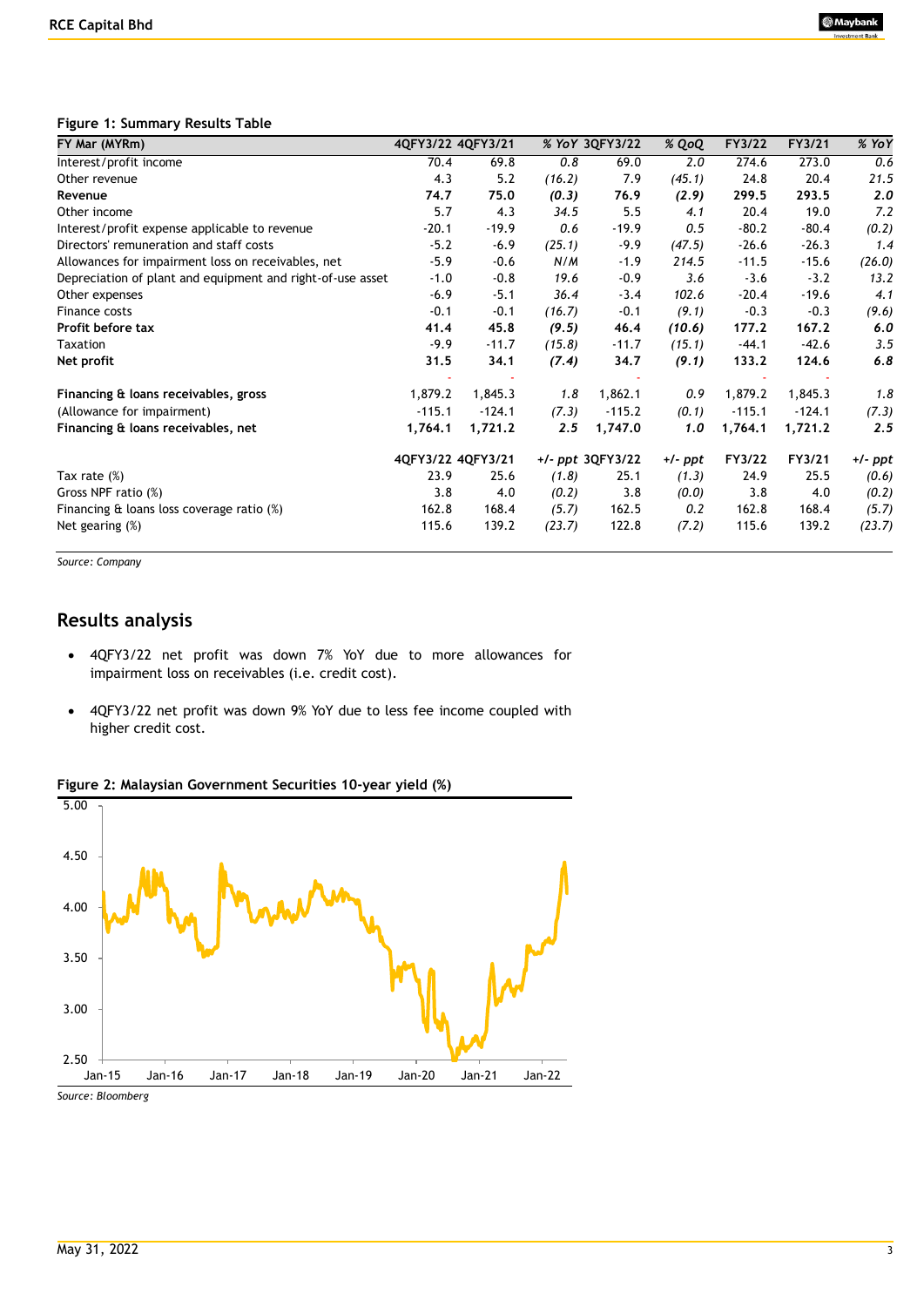**Figure 1: Summary Results Table**

| FY Mar (MYRm) | 4QFY3/22 | 4QFY3/21 | % YoY | 3QFY3/22 | % QoQ | FY3/22 | FY3/21 | % YoY |
|---|---|---|---|---|---|---|---|---|
| Interest/profit income | 70.4 | 69.8 | *0.8* | 69.0 | *2.0* | 274.6 | 273.0 | *0.6* |
| Other revenue | 4.3 | 5.2 | *(16.2)* | 7.9 | *(45.1)* | 24.8 | 20.4 | *21.5* |
| **Revenue** | **74.7** | **75.0** | ***(0.3)*** | **76.9** | ***(2.9)*** | **299.5** | **293.5** | ***2.0*** |
| Other income | 5.7 | 4.3 | *34.5* | 5.5 | *4.1* | 20.4 | 19.0 | *7.2* |
| Interest/profit expense applicable to revenue | -20.1 | -19.9 | *0.6* | -19.9 | *0.5* | -80.2 | -80.4 | *(0.2)* |
| Directors' remuneration and staff costs | -5.2 | -6.9 | *(25.1)* | -9.9 | *(47.5)* | -26.6 | -26.3 | *1.4* |
| Allowances for impairment loss on receivables, net | -5.9 | -0.6 | *N/M* | -1.9 | *214.5* | -11.5 | -15.6 | *(26.0)* |
| Depreciation of plant and equipment and right-of-use asset | -1.0 | -0.8 | *19.6* | -0.9 | *3.6* | -3.6 | -3.2 | *13.2* |
| Other expenses | -6.9 | -5.1 | *36.4* | -3.4 | *102.6* | -20.4 | -19.6 | *4.1* |
| Finance costs | -0.1 | -0.1 | *(16.7)* | -0.1 | *(9.1)* | -0.3 | -0.3 | *(9.6)* |
| **Profit before tax** | **41.4** | **45.8** | ***(9.5)*** | **46.4** | ***(10.6)*** | **177.2** | **167.2** | ***6.0*** |
| Taxation | -9.9 | -11.7 | *(15.8)* | -11.7 | *(15.1)* | -44.1 | -42.6 | *3.5* |
| **Net profit** | **31.5** | **34.1** | ***(7.4)*** | **34.7** | ***(9.1)*** | **133.2** | **124.6** | ***6.8*** |
| | | | | | | | | |
| **Financing & loans receivables, gross** | 1,879.2 | 1,845.3 | *1.8* | 1,862.1 | *0.9* | 1,879.2 | 1,845.3 | *1.8* |
| (Allowance for impairment) | -115.1 | -124.1 | *(7.3)* | -115.2 | *(0.1)* | -115.1 | -124.1 | *(7.3)* |
| **Financing & loans receivables, net** | **1,764.1** | **1,721.2** | ***2.5*** | **1,747.0** | ***1.0*** | **1,764.1** | **1,721.2** | ***2.5*** |
| | | | | | | | | |
| | 4QFY3/22 | 4QFY3/21 | *+/- ppt* | 3QFY3/22 | *+/- ppt* | FY3/22 | FY3/21 | *+/- ppt* |
| Tax rate (%) | 23.9 | 25.6 | *(1.8)* | 25.1 | *(1.3)* | 24.9 | 25.5 | *(0.6)* |
| Gross NPF ratio (%) | 3.8 | 4.0 | *(0.2)* | 3.8 | *(0.0)* | 3.8 | 4.0 | *(0.2)* |
| Financing & loans loss coverage ratio (%) | 162.8 | 168.4 | *(5.7)* | 162.5 | *0.2* | 162.8 | 168.4 | *(5.7)* |
| Net gearing (%) | 115.6 | 139.2 | *(23.7)* | 122.8 | *(7.2)* | 115.6 | 139.2 | *(23.7)* |

*Source: Company*

## Results analysis

- 4QFY3/22 net profit was down 7% YoY due to more allowances for impairment loss on receivables (i.e. credit cost).
- 4QFY3/22 net profit was down 9% YoY due to less fee income coupled with higher credit cost.

**Figure 2: Malaysian Government Securities 10-year yield (%)**

*Source: Bloomberg*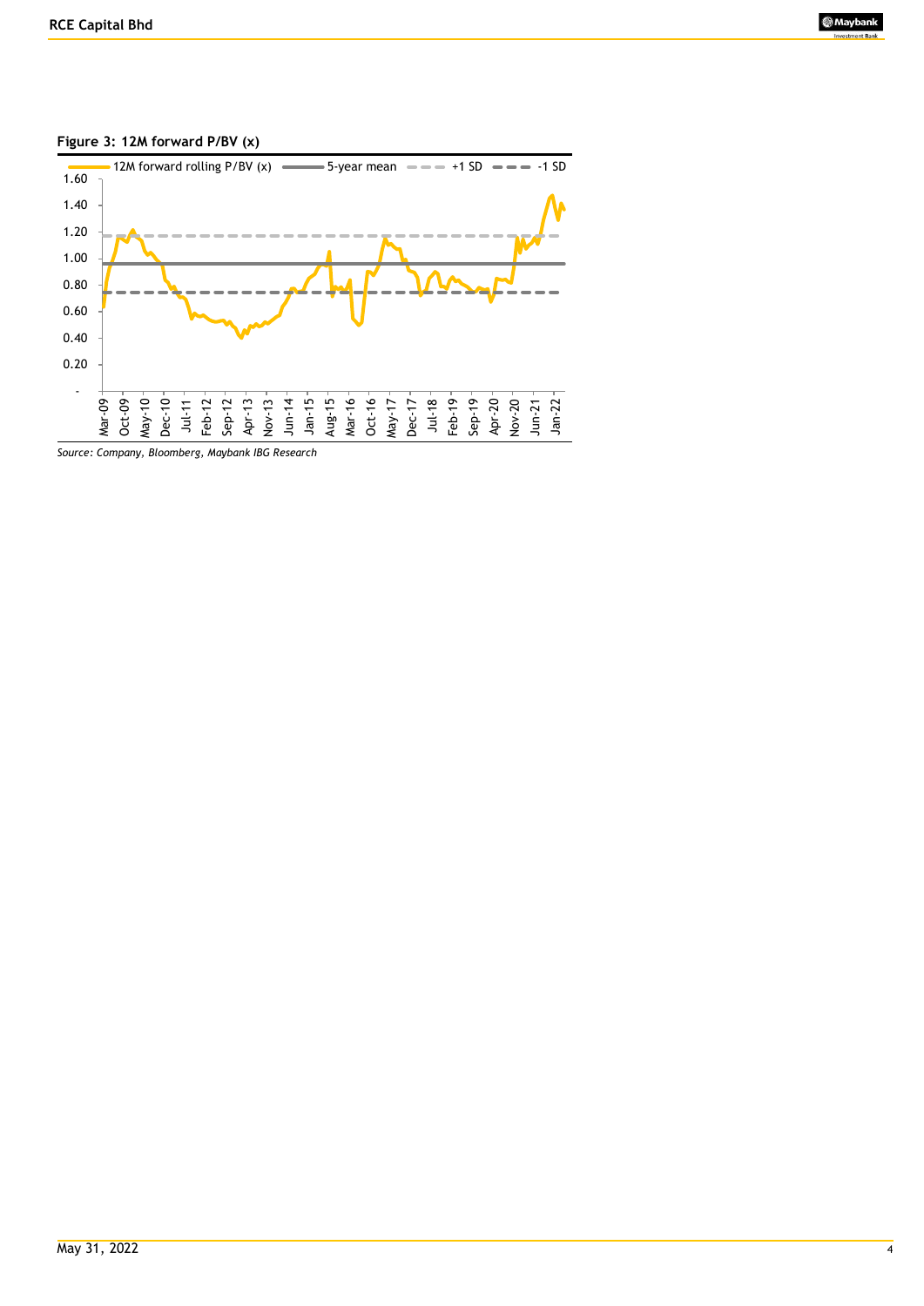**Figure 3: 12M forward P/BV (x)**

12M forward rolling P/BV (x) — 5-year mean — +1 SD — -1 SD

1.60
1.40
1.20
1.00
0.80
0.60
0.40
0.20
-

Mar-09, Oct-09, May-10, Dec-10, Jul-11, Feb-12, Sep-12, Apr-13, Nov-13, Jun-14, Jan-15, Aug-15, Mar-16, Oct-16, May-17, Dec-17, Jul-18, Feb-19, Sep-19, Apr-20, Nov-20, Jun-21, Jan-22

*Source: Company, Bloomberg, Maybank IBG Research*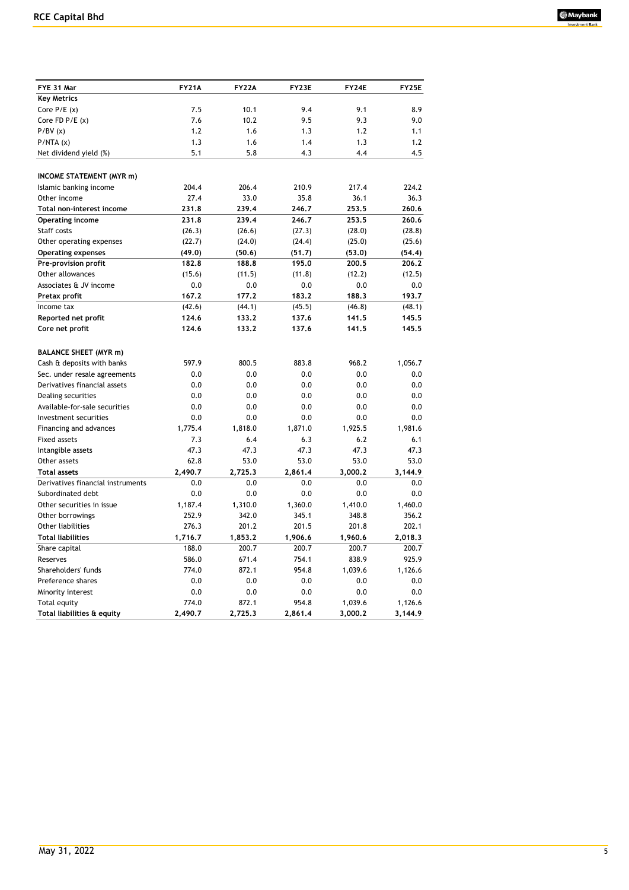| FYE 31 Mar | FY21A | FY22A | FY23E | FY24E | FY25E |
|---|---|---|---|---|---|
| **Key Metrics** | | | | | |
| Core P/E (x) | 7.5 | 10.1 | 9.4 | 9.1 | 8.9 |
| Core FD P/E (x) | 7.6 | 10.2 | 9.5 | 9.3 | 9.0 |
| P/BV (x) | 1.2 | 1.6 | 1.3 | 1.2 | 1.1 |
| P/NTA (x) | 1.3 | 1.6 | 1.4 | 1.3 | 1.2 |
| Net dividend yield (%) | 5.1 | 5.8 | 4.3 | 4.4 | 4.5 |
| | | | | | |
| **INCOME STATEMENT (MYR m)** | | | | | |
| Islamic banking income | 204.4 | 206.4 | 210.9 | 217.4 | 224.2 |
| Other income | 27.4 | 33.0 | 35.8 | 36.1 | 36.3 |
| **Total non-interest income** | **231.8** | **239.4** | **246.7** | **253.5** | **260.6** |
| **Operating income** | **231.8** | **239.4** | **246.7** | **253.5** | **260.6** |
| Staff costs | (26.3) | (26.6) | (27.3) | (28.0) | (28.8) |
| Other operating expenses | (22.7) | (24.0) | (24.4) | (25.0) | (25.6) |
| **Operating expenses** | **(49.0)** | **(50.6)** | **(51.7)** | **(53.0)** | **(54.4)** |
| **Pre-provision profit** | **182.8** | **188.8** | **195.0** | **200.5** | **206.2** |
| Other allowances | (15.6) | (11.5) | (11.8) | (12.2) | (12.5) |
| Associates & JV income | 0.0 | 0.0 | 0.0 | 0.0 | 0.0 |
| **Pretax profit** | **167.2** | **177.2** | **183.2** | **188.3** | **193.7** |
| Income tax | (42.6) | (44.1) | (45.5) | (46.8) | (48.1) |
| **Reported net profit** | **124.6** | **133.2** | **137.6** | **141.5** | **145.5** |
| **Core net profit** | **124.6** | **133.2** | **137.6** | **141.5** | **145.5** |
| | | | | | |
| **BALANCE SHEET (MYR m)** | | | | | |
| Cash & deposits with banks | 597.9 | 800.5 | 883.8 | 968.2 | 1,056.7 |
| Sec. under resale agreements | 0.0 | 0.0 | 0.0 | 0.0 | 0.0 |
| Derivatives financial assets | 0.0 | 0.0 | 0.0 | 0.0 | 0.0 |
| Dealing securities | 0.0 | 0.0 | 0.0 | 0.0 | 0.0 |
| Available-for-sale securities | 0.0 | 0.0 | 0.0 | 0.0 | 0.0 |
| Investment securities | 0.0 | 0.0 | 0.0 | 0.0 | 0.0 |
| Financing and advances | 1,775.4 | 1,818.0 | 1,871.0 | 1,925.5 | 1,981.6 |
| Fixed assets | 7.3 | 6.4 | 6.3 | 6.2 | 6.1 |
| Intangible assets | 47.3 | 47.3 | 47.3 | 47.3 | 47.3 |
| Other assets | 62.8 | 53.0 | 53.0 | 53.0 | 53.0 |
| **Total assets** | **2,490.7** | **2,725.3** | **2,861.4** | **3,000.2** | **3,144.9** |
| Derivatives financial instruments | 0.0 | 0.0 | 0.0 | 0.0 | 0.0 |
| Subordinated debt | 0.0 | 0.0 | 0.0 | 0.0 | 0.0 |
| Other securities in issue | 1,187.4 | 1,310.0 | 1,360.0 | 1,410.0 | 1,460.0 |
| Other borrowings | 252.9 | 342.0 | 345.1 | 348.8 | 356.2 |
| Other liabilities | 276.3 | 201.2 | 201.5 | 201.8 | 202.1 |
| **Total liabilities** | **1,716.7** | **1,853.2** | **1,906.6** | **1,960.6** | **2,018.3** |
| Share capital | 188.0 | 200.7 | 200.7 | 200.7 | 200.7 |
| Reserves | 586.0 | 671.4 | 754.1 | 838.9 | 925.9 |
| Shareholders' funds | 774.0 | 872.1 | 954.8 | 1,039.6 | 1,126.6 |
| Preference shares | 0.0 | 0.0 | 0.0 | 0.0 | 0.0 |
| Minority interest | 0.0 | 0.0 | 0.0 | 0.0 | 0.0 |
| Total equity | 774.0 | 872.1 | 954.8 | 1,039.6 | 1,126.6 |
| **Total liabilities & equity** | **2,490.7** | **2,725.3** | **2,861.4** | **3,000.2** | **3,144.9** |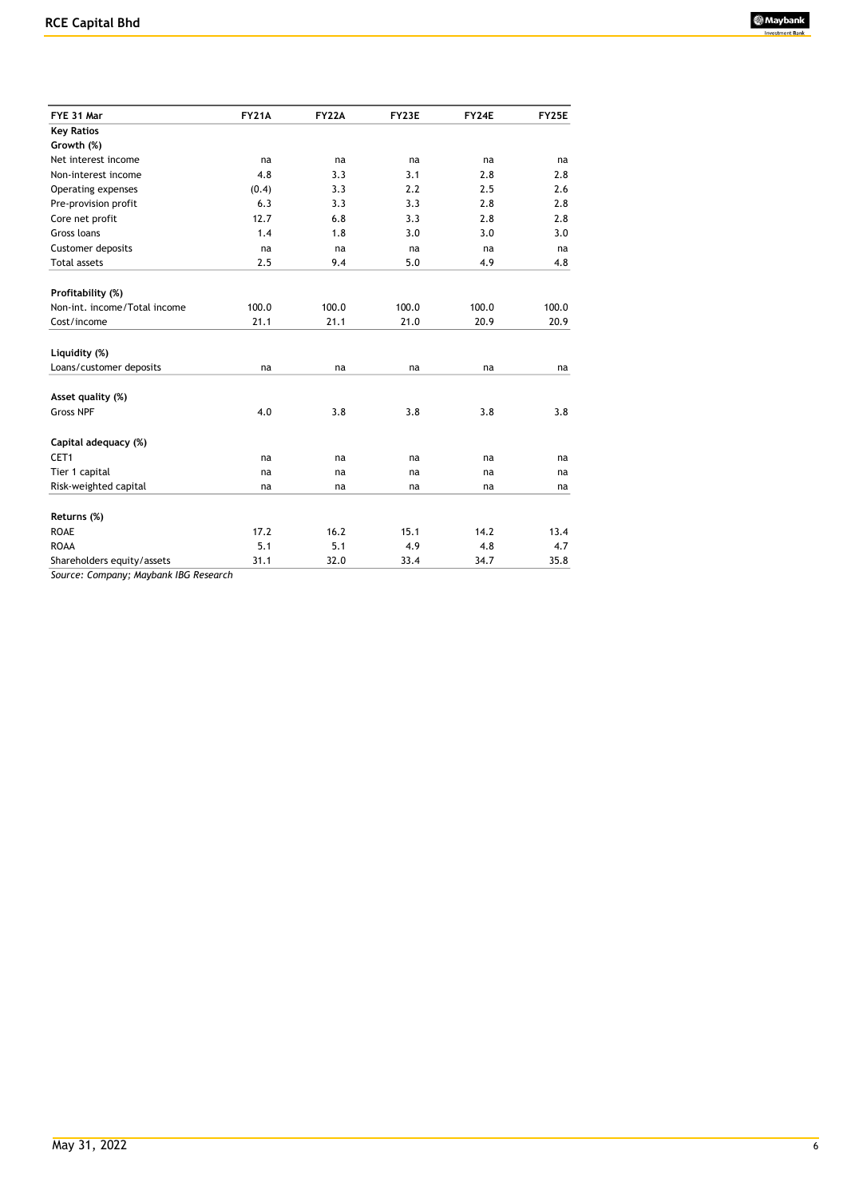| FYE 31 Mar | FY21A | FY22A | FY23E | FY24E | FY25E |
|---|---|---|---|---|---|
| **Key Ratios** | | | | | |
| **Growth (%)** | | | | | |
| Net interest income | na | na | na | na | na |
| Non-interest income | 4.8 | 3.3 | 3.1 | 2.8 | 2.8 |
| Operating expenses | (0.4) | 3.3 | 2.2 | 2.5 | 2.6 |
| Pre-provision profit | 6.3 | 3.3 | 3.3 | 2.8 | 2.8 |
| Core net profit | 12.7 | 6.8 | 3.3 | 2.8 | 2.8 |
| Gross loans | 1.4 | 1.8 | 3.0 | 3.0 | 3.0 |
| Customer deposits | na | na | na | na | na |
| Total assets | 2.5 | 9.4 | 5.0 | 4.9 | 4.8 |
| | | | | | |
| **Profitability (%)** | | | | | |
| Non-int. income/Total income | 100.0 | 100.0 | 100.0 | 100.0 | 100.0 |
| Cost/income | 21.1 | 21.1 | 21.0 | 20.9 | 20.9 |
| | | | | | |
| **Liquidity (%)** | | | | | |
| Loans/customer deposits | na | na | na | na | na |
| | | | | | |
| **Asset quality (%)** | | | | | |
| Gross NPF | 4.0 | 3.8 | 3.8 | 3.8 | 3.8 |
| | | | | | |
| **Capital adequacy (%)** | | | | | |
| CET1 | na | na | na | na | na |
| Tier 1 capital | na | na | na | na | na |
| Risk-weighted capital | na | na | na | na | na |
| | | | | | |
| **Returns (%)** | | | | | |
| ROAE | 17.2 | 16.2 | 15.1 | 14.2 | 13.4 |
| ROAA | 5.1 | 5.1 | 4.9 | 4.8 | 4.7 |
| Shareholders equity/assets | 31.1 | 32.0 | 33.4 | 34.7 | 35.8 |

*Source: Company; Maybank IBG Research*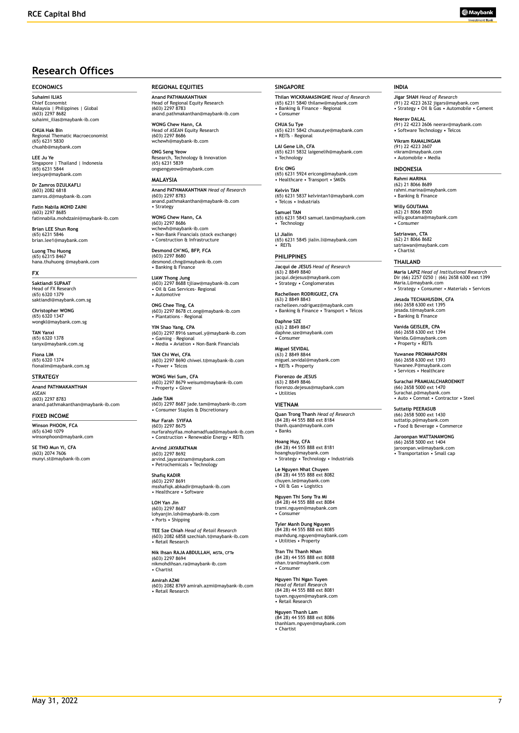# Research Offices

## ECONOMICS

**Suhaimi ILIAS**
Chief Economist
Malaysia | Philippines | Global
(603) 2297 8682
suhaimi_ilias@maybank-ib.com

**CHUA Hak Bin**
Regional Thematic Macroeconomist
(65) 6231 5830
chuahb@maybank.com

**LEE Ju Ye**
Singapore | Thailand | Indonesia
(65) 6231 5844
leejuye@maybank.com

**Dr Zamros DZULKAFLI**
(603) 2082 6818
zamros.d@maybank-ib.com

**Fatin Nabila MOHD ZAINI**
(603) 2297 8685
fatinnabila.mohdzaini@maybank-ib.com

**Brian LEE Shun Rong**
(65) 6231 5846
brian.lee1@maybank.com

**Luong Thu Huong**
(65) 62315 8467
hana.thuhuong @maybank.com

## FX

**Saktiandi SUPAAT**
Head of FX Research
(65) 6320 1379
saktiandi@maybank.com.sg

**Christopher WONG**
(65) 6320 1347
wongkl@maybank.com.sg

**TAN Yanxi**
(65) 6320 1378
tanyx@maybank.com.sg

**Fiona LIM**
(65) 6320 1374
fionalim@maybank.com.sg

## STRATEGY

**Anand PATHMAKANTHAN**
ASEAN
(603) 2297 8783
anand.pathmakanthan@maybank-ib.com

## FIXED INCOME

**Winson PHOON, FCA**
(65) 6340 1079
winsonphoon@maybank.com

**SE THO Mun Yi, CFA**
(603) 2074 7606
munyi.st@maybank-ib.com

## REGIONAL EQUITIES

**Anand PATHMAKANTHAN**
Head of Regional Equity Research
(603) 2297 8783
anand.pathmakanthan@maybank-ib.com

**WONG Chew Hann, CA**
Head of ASEAN Equity Research
(603) 2297 8686
wchewh@maybank-ib.com

**ONG Seng Yeow**
Research, Technology & Innovation
(65) 6231 5839
ongsengyeow@maybank.com

## MALAYSIA

**Anand PATHMAKANTHAN** *Head of Research*
(603) 2297 8783
anand.pathmakanthan@maybank-ib.com
• Strategy

**WONG Chew Hann, CA**
(603) 2297 8686
wchewh@maybank-ib.com
• Non-Bank Financials (stock exchange)
• Construction & Infrastructure

**Desmond CH'NG, BFP, FCA**
(603) 2297 8680
desmond.chng@maybank-ib.com
• Banking & Finance

**LIAW Thong Jung**
(603) 2297 8688 tjliaw@maybank-ib.com
• Oil & Gas Services- Regional
• Automotive

**ONG Chee Ting, CA**
(603) 2297 8678 ct.ong@maybank-ib.com
• Plantations - Regional

**YIN Shao Yang, CPA**
(603) 2297 8916 samuel.y@maybank-ib.com
• Gaming – Regional
• Media • Aviation • Non-Bank Financials

**TAN Chi Wei, CFA**
(603) 2297 8690 chiwei.t@maybank-ib.com
• Power • Telcos

**WONG Wei Sum, CFA**
(603) 2297 8679 weisum@maybank-ib.com
• Property • Glove

**Jade TAM**
(603) 2297 8687 jade.tam@maybank-ib.com
• Consumer Staples & Discretionary

**Nur Farah SYIFAA**
(603) 2297 8675
nurfarahsyifaa.mohamadfuad@maybank-ib.com
• Construction • Renewable Energy • REITs

**Arvind JAYARATNAM**
(603) 2297 8692
arvind.jayaratnam@maybank.com
• Petrochemicals • Technology

**Shafiq KADIR**
(603) 2297 8691
msshafiqk.abkadir@maybank-ib.com
• Healthcare • Software

**LOH Yan Jin**
(603) 2297 8687
lohyanjin.loh@maybank-ib.com
• Ports • Shipping

**TEE Sze Chiah** *Head of Retail Research*
(603) 2082 6858 szechiah.t@maybank-ib.com
• Retail Research

**Nik Ihsan RAJA ABDULLAH, MSTA, CFTe**
(603) 2297 8694
nikmohdihsan.ra@maybank-ib.com
• Chartist

**Amirah AZMI**
(603) 2082 8769 amirah.azmi@maybank-ib.com
• Retail Research

## SINGAPORE

**Thilan WICKRAMASINGHE** *Head of Research*
(65) 6231 5840 thilanw@maybank.com
• Banking & Finance - Regional
• Consumer

**CHUA Su Tye**
(65) 6231 5842 chuasutye@maybank.com
• REITs - Regional

**LAI Gene Lih, CFA**
(65) 6231 5832 laigenelih@maybank.com
• Technology

**Eric ONG**
(65) 6231 5924 ericong@maybank.com
• Healthcare • Transport • SMIDs

**Kelvin TAN**
(65) 6231 5837 kelvintan1@maybank.com
• Telcos • Industrials

**Samuel TAN**
(65) 6231 5843 samuel.tan@maybank.com
• Technology

**LI Jialin**
(65) 6231 5845 jialin.li@maybank.com
• REITs

## PHILIPPINES

**Jacqui de JESUS** *Head of Research*
(63) 2 8849 8840
jacqui.dejesus@maybank.com
• Strategy • Conglomerates

**Rachelleen RODRIGUEZ, CFA**
(63) 2 8849 8843
rachelleen.rodriguez@maybank.com
• Banking & Finance • Transport • Telcos

**Daphne SZE**
(63) 2 8849 8847
daphne.sze@maybank.com
• Consumer

**Miguel SEVIDAL**
(63) 2 8849 8844
miguel.sevidal@maybank.com
• REITs • Property

**Fiorenzo de JESUS**
(63) 2 8849 8846
fiorenzo.dejesus@maybank.com
• Utilities

## VIETNAM

**Quan Trong Thanh** *Head of Research*
(84 28) 44 555 888 ext 8184
thanh.quan@maybank.com
• Banks

**Hoang Huy, CFA**
(84 28) 44 555 888 ext 8181
hoanghuy@maybank.com
• Strategy • Technology • Industrials

**Le Nguyen Nhat Chuyen**
(84 28) 44 555 888 ext 8082
chuyen.le@maybank.com
• Oil & Gas • Logistics

**Nguyen Thi Sony Tra Mi**
(84 28) 44 555 888 ext 8084
trami.nguyen@maybank.com
• Consumer

**Tyler Manh Dung Nguyen**
(84 28) 44 555 888 ext 8085
manhdung.nguyen@maybank.com
• Utilities • Property

**Tran Thi Thanh Nhan**
(84 28) 44 555 888 ext 8088
nhan.tran@maybank.com
• Consumer

**Nguyen Thi Ngan Tuyen**
*Head of Retail Research*
(84 28) 44 555 888 ext 8081
tuyen.nguyen@maybank.com
• Retail Research

**Nguyen Thanh Lam**
(84 28) 44 555 888 ext 8086
thanhlam.nguyen@maybank.com
• Chartist

## INDIA

**Jigar SHAH** *Head of Research*
(91) 22 4223 2632 jigars@maybank.com
• Strategy • Oil & Gas • Automobile • Cement

**Neerav DALAL**
(91) 22 4223 2606 neerav@maybank.com
• Software Technology • Telcos

**Vikram RAMALINGAM**
(91) 22 4223 2607
vikram@maybank.com
• Automobile • Media

## INDONESIA

**Rahmi MARINA**
(62) 21 8066 8689
rahmi.marina@maybank.com
• Banking & Finance

**Willy GOUTAMA**
(62) 21 8066 8500
willy.goutama@maybank.com
• Consumer

**Satriawan, CTA**
(62) 21 8066 8682
satriawan@maybank.com
• Chartist

## THAILAND

**Maria LAPIZ** *Head of Institutional Research*
Dir (66) 2257 0250 | (66) 2658 6300 ext 1399
Maria.L@maybank.com
• Strategy • Consumer • Materials • Services

**Jesada TECHAHUSDIN, CFA**
(66) 2658 6300 ext 1395
jesada.t@maybank.com
• Banking & Finance

**Vanida GEISLER, CPA**
(66) 2658 6300 ext 1394
Vanida.G@maybank.com
• Property • REITs

**Yuwanee PROMMAPORN**
(66) 2658 6300 ext 1393
Yuwanee.P@maybank.com
• Services • Healthcare

**Surachai PRAMUALCHAROENKIT**
(66) 2658 5000 ext 1470
Surachai.p@maybank.com
• Auto • Conmat • Contractor • Steel

**Suttatip PEERASUB**
(66) 2658 5000 ext 1430
suttatip.p@maybank.com
• Food & Beverage • Commerce

**Jaroonpan WATTANAWONG**
(66) 2658 5000 ext 1404
jaroonpan.w@maybank.com
• Transportation • Small cap

May 31, 2022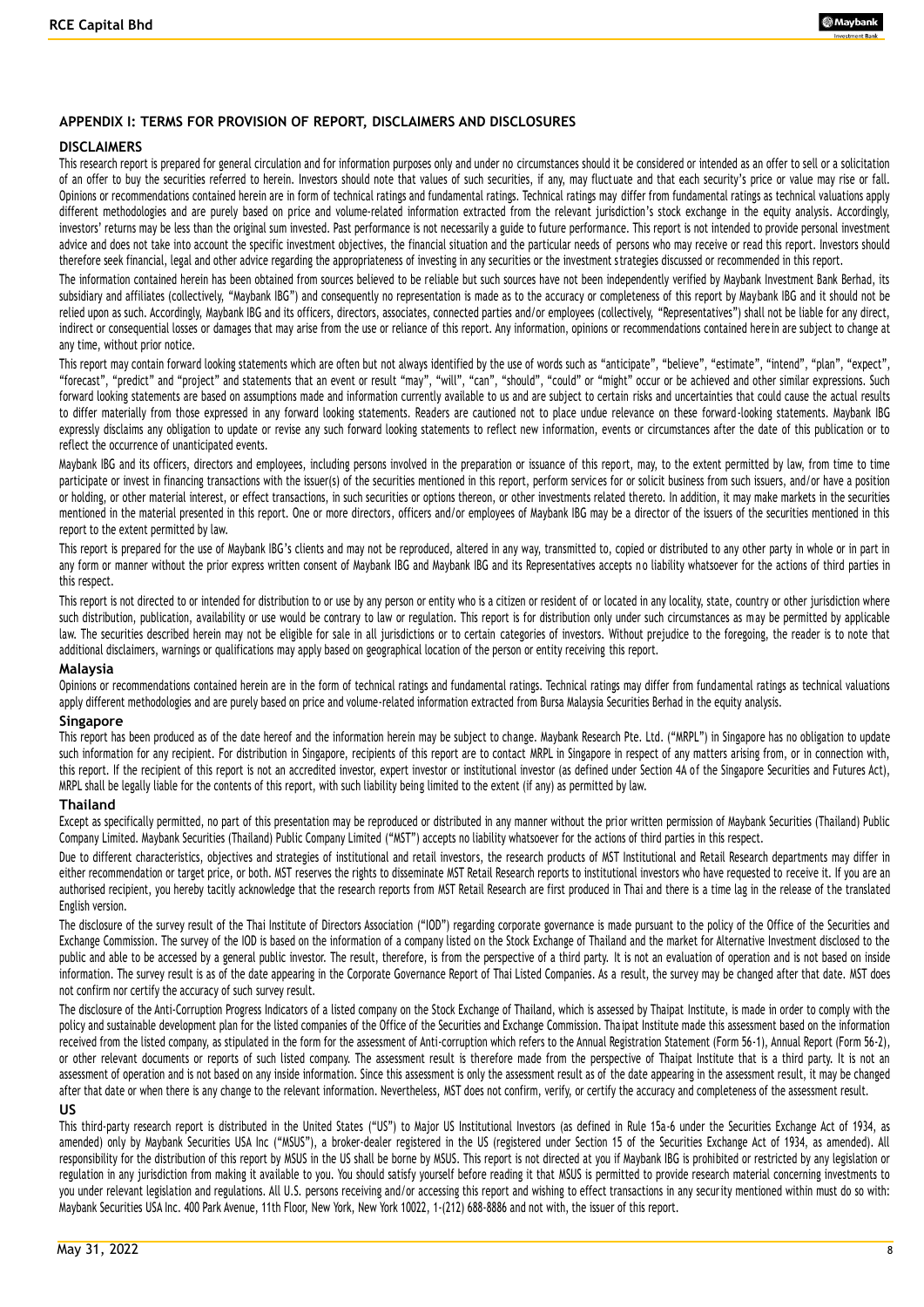## APPENDIX I: TERMS FOR PROVISION OF REPORT, DISCLAIMERS AND DISCLOSURES

### DISCLAIMERS

This research report is prepared for general circulation and for information purposes only and under no circumstances should it be considered or intended as an offer to sell or a solicitation of an offer to buy the securities referred to herein. Investors should note that values of such securities, if any, may fluctuate and that each security's price or value may rise or fall. Opinions or recommendations contained herein are in form of technical ratings and fundamental ratings. Technical ratings may differ from fundamental ratings as technical valuations apply different methodologies and are purely based on price and volume-related information extracted from the relevant jurisdiction's stock exchange in the equity analysis. Accordingly, investors' returns may be less than the original sum invested. Past performance is not necessarily a guide to future performance. This report is not intended to provide personal investment advice and does not take into account the specific investment objectives, the financial situation and the particular needs of persons who may receive or read this report. Investors should therefore seek financial, legal and other advice regarding the appropriateness of investing in any securities or the investment strategies discussed or recommended in this report.

The information contained herein has been obtained from sources believed to be reliable but such sources have not been independently verified by Maybank Investment Bank Berhad, its subsidiary and affiliates (collectively, "Maybank IBG") and consequently no representation is made as to the accuracy or completeness of this report by Maybank IBG and it should not be relied upon as such. Accordingly, Maybank IBG and its officers, directors, associates, connected parties and/or employees (collectively, "Representatives") shall not be liable for any direct, indirect or consequential losses or damages that may arise from the use or reliance of this report. Any information, opinions or recommendations contained herein are subject to change at any time, without prior notice.

This report may contain forward looking statements which are often but not always identified by the use of words such as "anticipate", "believe", "estimate", "intend", "plan", "expect", "forecast", "predict" and "project" and statements that an event or result "may", "will", "can", "should", "could" or "might" occur or be achieved and other similar expressions. Such forward looking statements are based on assumptions made and information currently available to us and are subject to certain risks and uncertainties that could cause the actual results to differ materially from those expressed in any forward looking statements. Readers are cautioned not to place undue relevance on these forward-looking statements. Maybank IBG expressly disclaims any obligation to update or revise any such forward looking statements to reflect new information, events or circumstances after the date of this publication or to reflect the occurrence of unanticipated events.

Maybank IBG and its officers, directors and employees, including persons involved in the preparation or issuance of this report, may, to the extent permitted by law, from time to time participate or invest in financing transactions with the issuer(s) of the securities mentioned in this report, perform services for or solicit business from such issuers, and/or have a position or holding, or other material interest, or effect transactions, in such securities or options thereon, or other investments related thereto. In addition, it may make markets in the securities mentioned in the material presented in this report. One or more directors, officers and/or employees of Maybank IBG may be a director of the issuers of the securities mentioned in this report to the extent permitted by law.

This report is prepared for the use of Maybank IBG's clients and may not be reproduced, altered in any way, transmitted to, copied or distributed to any other party in whole or in part in any form or manner without the prior express written consent of Maybank IBG and Maybank IBG and its Representatives accepts no liability whatsoever for the actions of third parties in this respect.

This report is not directed to or intended for distribution to or use by any person or entity who is a citizen or resident of or located in any locality, state, country or other jurisdiction where such distribution, publication, availability or use would be contrary to law or regulation. This report is for distribution only under such circumstances as may be permitted by applicable law. The securities described herein may not be eligible for sale in all jurisdictions or to certain categories of investors. Without prejudice to the foregoing, the reader is to note that additional disclaimers, warnings or qualifications may apply based on geographical location of the person or entity receiving this report.

#### Malaysia

Opinions or recommendations contained herein are in the form of technical ratings and fundamental ratings. Technical ratings may differ from fundamental ratings as technical valuations apply different methodologies and are purely based on price and volume-related information extracted from Bursa Malaysia Securities Berhad in the equity analysis.

#### Singapore

This report has been produced as of the date hereof and the information herein may be subject to change. Maybank Research Pte. Ltd. ("MRPL") in Singapore has no obligation to update such information for any recipient. For distribution in Singapore, recipients of this report are to contact MRPL in Singapore in respect of any matters arising from, or in connection with, this report. If the recipient of this report is not an accredited investor, expert investor or institutional investor (as defined under Section 4A of the Singapore Securities and Futures Act), MRPL shall be legally liable for the contents of this report, with such liability being limited to the extent (if any) as permitted by law.

#### Thailand

Except as specifically permitted, no part of this presentation may be reproduced or distributed in any manner without the prior written permission of Maybank Securities (Thailand) Public Company Limited. Maybank Securities (Thailand) Public Company Limited ("MST") accepts no liability whatsoever for the actions of third parties in this respect.

Due to different characteristics, objectives and strategies of institutional and retail investors, the research products of MST Institutional and Retail Research departments may differ in either recommendation or target price, or both. MST reserves the rights to disseminate MST Retail Research reports to institutional investors who have requested to receive it. If you are an authorised recipient, you hereby tacitly acknowledge that the research reports from MST Retail Research are first produced in Thai and there is a time lag in the release of the translated English version.

The disclosure of the survey result of the Thai Institute of Directors Association ("IOD") regarding corporate governance is made pursuant to the policy of the Office of the Securities and Exchange Commission. The survey of the IOD is based on the information of a company listed on the Stock Exchange of Thailand and the market for Alternative Investment disclosed to the public and able to be accessed by a general public investor. The result, therefore, is from the perspective of a third party. It is not an evaluation of operation and is not based on inside information. The survey result is as of the date appearing in the Corporate Governance Report of Thai Listed Companies. As a result, the survey may be changed after that date. MST does not confirm nor certify the accuracy of such survey result.

The disclosure of the Anti-Corruption Progress Indicators of a listed company on the Stock Exchange of Thailand, which is assessed by Thaipat Institute, is made in order to comply with the policy and sustainable development plan for the listed companies of the Office of the Securities and Exchange Commission. Thaipat Institute made this assessment based on the information received from the listed company, as stipulated in the form for the assessment of Anti-corruption which refers to the Annual Registration Statement (Form 56-1), Annual Report (Form 56-2), or other relevant documents or reports of such listed company. The assessment result is therefore made from the perspective of Thaipat Institute that is a third party. It is not an assessment of operation and is not based on any inside information. Since this assessment is only the assessment result as of the date appearing in the assessment result, it may be changed after that date or when there is any change to the relevant information. Nevertheless, MST does not confirm, verify, or certify the accuracy and completeness of the assessment result.

#### US

This third-party research report is distributed in the United States ("US") to Major US Institutional Investors (as defined in Rule 15a-6 under the Securities Exchange Act of 1934, as amended) only by Maybank Securities USA Inc ("MSUS"), a broker-dealer registered in the US (registered under Section 15 of the Securities Exchange Act of 1934, as amended). All responsibility for the distribution of this report by MSUS in the US shall be borne by MSUS. This report is not directed at you if Maybank IBG is prohibited or restricted by any legislation or regulation in any jurisdiction from making it available to you. You should satisfy yourself before reading it that MSUS is permitted to provide research material concerning investments to you under relevant legislation and regulations. All U.S. persons receiving and/or accessing this report and wishing to effect transactions in any security mentioned within must do so with: Maybank Securities USA Inc. 400 Park Avenue, 11th Floor, New York, New York 10022, 1-(212) 688-8886 and not with, the issuer of this report.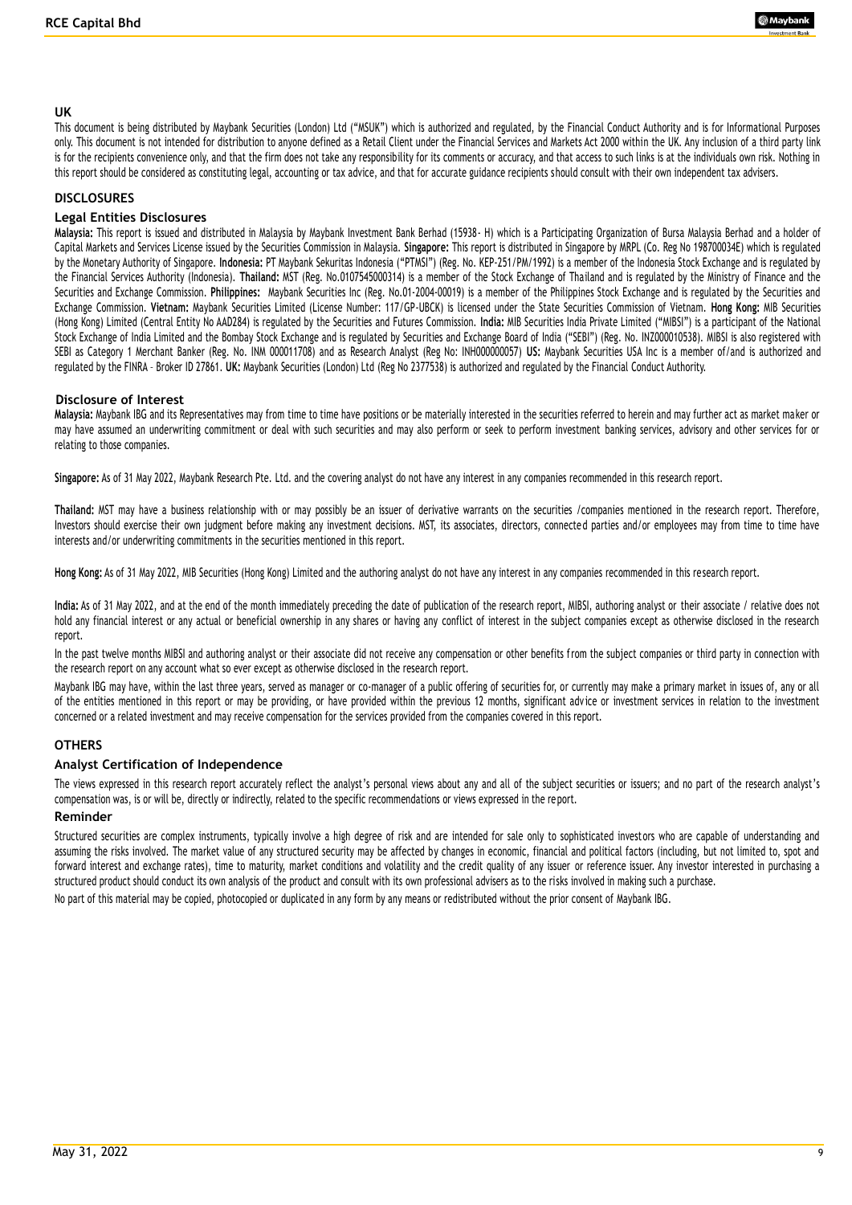## UK

This document is being distributed by Maybank Securities (London) Ltd ("MSUK") which is authorized and regulated, by the Financial Conduct Authority and is for Informational Purposes only. This document is not intended for distribution to anyone defined as a Retail Client under the Financial Services and Markets Act 2000 within the UK. Any inclusion of a third party link is for the recipients convenience only, and that the firm does not take any responsibility for its comments or accuracy, and that access to such links is at the individuals own risk. Nothing in this report should be considered as constituting legal, accounting or tax advice, and that for accurate guidance recipients should consult with their own independent tax advisers.

## DISCLOSURES

### Legal Entities Disclosures

**Malaysia:** This report is issued and distributed in Malaysia by Maybank Investment Bank Berhad (15938- H) which is a Participating Organization of Bursa Malaysia Berhad and a holder of Capital Markets and Services License issued by the Securities Commission in Malaysia. **Singapore:** This report is distributed in Singapore by MRPL (Co. Reg No 198700034E) which is regulated by the Monetary Authority of Singapore. **Indonesia:** PT Maybank Sekuritas Indonesia ("PTMSI") (Reg. No. KEP-251/PM/1992) is a member of the Indonesia Stock Exchange and is regulated by the Financial Services Authority (Indonesia). **Thailand:** MST (Reg. No.0107545000314) is a member of the Stock Exchange of Thailand and is regulated by the Ministry of Finance and the Securities and Exchange Commission. **Philippines:** Maybank Securities Inc (Reg. No.01-2004-00019) is a member of the Philippines Stock Exchange and is regulated by the Securities and Exchange Commission. **Vietnam:** Maybank Securities Limited (License Number: 117/GP-UBCK) is licensed under the State Securities Commission of Vietnam. **Hong Kong:** MIB Securities (Hong Kong) Limited (Central Entity No AAD284) is regulated by the Securities and Futures Commission. **India:** MIB Securities India Private Limited ("MIBSI") is a participant of the National Stock Exchange of India Limited and the Bombay Stock Exchange and is regulated by Securities and Exchange Board of India ("SEBI") (Reg. No. INZ000010538). MIBSI is also registered with SEBI as Category 1 Merchant Banker (Reg. No. INM 000011708) and as Research Analyst (Reg No: INH000000057) **US:** Maybank Securities USA Inc is a member of/and is authorized and regulated by the FINRA – Broker ID 27861. **UK:** Maybank Securities (London) Ltd (Reg No 2377538) is authorized and regulated by the Financial Conduct Authority.

### Disclosure of Interest

**Malaysia:** Maybank IBG and its Representatives may from time to time have positions or be materially interested in the securities referred to herein and may further act as market maker or may have assumed an underwriting commitment or deal with such securities and may also perform or seek to perform investment banking services, advisory and other services for or relating to those companies.

**Singapore:** As of 31 May 2022, Maybank Research Pte. Ltd. and the covering analyst do not have any interest in any companies recommended in this research report.

**Thailand:** MST may have a business relationship with or may possibly be an issuer of derivative warrants on the securities /companies mentioned in the research report. Therefore, Investors should exercise their own judgment before making any investment decisions. MST, its associates, directors, connected parties and/or employees may from time to time have interests and/or underwriting commitments in the securities mentioned in this report.

**Hong Kong:** As of 31 May 2022, MIB Securities (Hong Kong) Limited and the authoring analyst do not have any interest in any companies recommended in this research report.

**India:** As of 31 May 2022, and at the end of the month immediately preceding the date of publication of the research report, MIBSI, authoring analyst or their associate / relative does not hold any financial interest or any actual or beneficial ownership in any shares or having any conflict of interest in the subject companies except as otherwise disclosed in the research report.

In the past twelve months MIBSI and authoring analyst or their associate did not receive any compensation or other benefits from the subject companies or third party in connection with the research report on any account what so ever except as otherwise disclosed in the research report.

Maybank IBG may have, within the last three years, served as manager or co-manager of a public offering of securities for, or currently may make a primary market in issues of, any or all of the entities mentioned in this report or may be providing, or have provided within the previous 12 months, significant advice or investment services in relation to the investment concerned or a related investment and may receive compensation for the services provided from the companies covered in this report.

## OTHERS

### Analyst Certification of Independence

The views expressed in this research report accurately reflect the analyst's personal views about any and all of the subject securities or issuers; and no part of the research analyst's compensation was, is or will be, directly or indirectly, related to the specific recommendations or views expressed in the report.

### Reminder

Structured securities are complex instruments, typically involve a high degree of risk and are intended for sale only to sophisticated investors who are capable of understanding and assuming the risks involved. The market value of any structured security may be affected by changes in economic, financial and political factors (including, but not limited to, spot and forward interest and exchange rates), time to maturity, market conditions and volatility and the credit quality of any issuer or reference issuer. Any investor interested in purchasing a structured product should conduct its own analysis of the product and consult with its own professional advisers as to the risks involved in making such a purchase.

No part of this material may be copied, photocopied or duplicated in any form by any means or redistributed without the prior consent of Maybank IBG.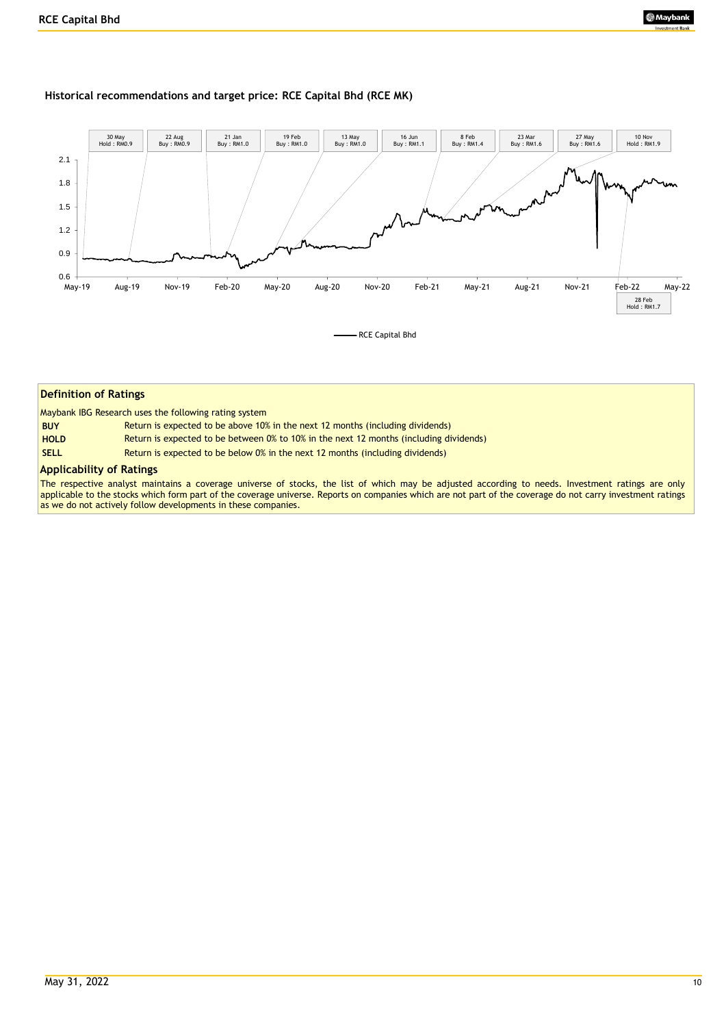### Historical recommendations and target price: RCE Capital Bhd (RCE MK)

| Date | Recommendation |
|---|---|
| 30 May | Hold : RM0.9 |
| 22 Aug | Buy : RM0.9 |
| 21 Jan | Buy : RM1.0 |
| 19 Feb | Buy : RM1.0 |
| 13 May | Buy : RM1.0 |
| 16 Jun | Buy : RM1.1 |
| 8 Feb | Buy : RM1.4 |
| 23 Mar | Buy : RM1.6 |
| 27 May | Buy : RM1.6 |
| 10 Nov | Hold : RM1.9 |
| 28 Feb | Hold : RM1.7 |

RCE Capital Bhd

## Definition of Ratings

Maybank IBG Research uses the following rating system

| | |
|---|---|
| **BUY** | Return is expected to be above 10% in the next 12 months (including dividends) |
| **HOLD** | Return is expected to be between 0% to 10% in the next 12 months (including dividends) |
| **SELL** | Return is expected to be below 0% in the next 12 months (including dividends) |

## Applicability of Ratings

The respective analyst maintains a coverage universe of stocks, the list of which may be adjusted according to needs. Investment ratings are only applicable to the stocks which form part of the coverage universe. Reports on companies which are not part of the coverage do not carry investment ratings as we do not actively follow developments in these companies.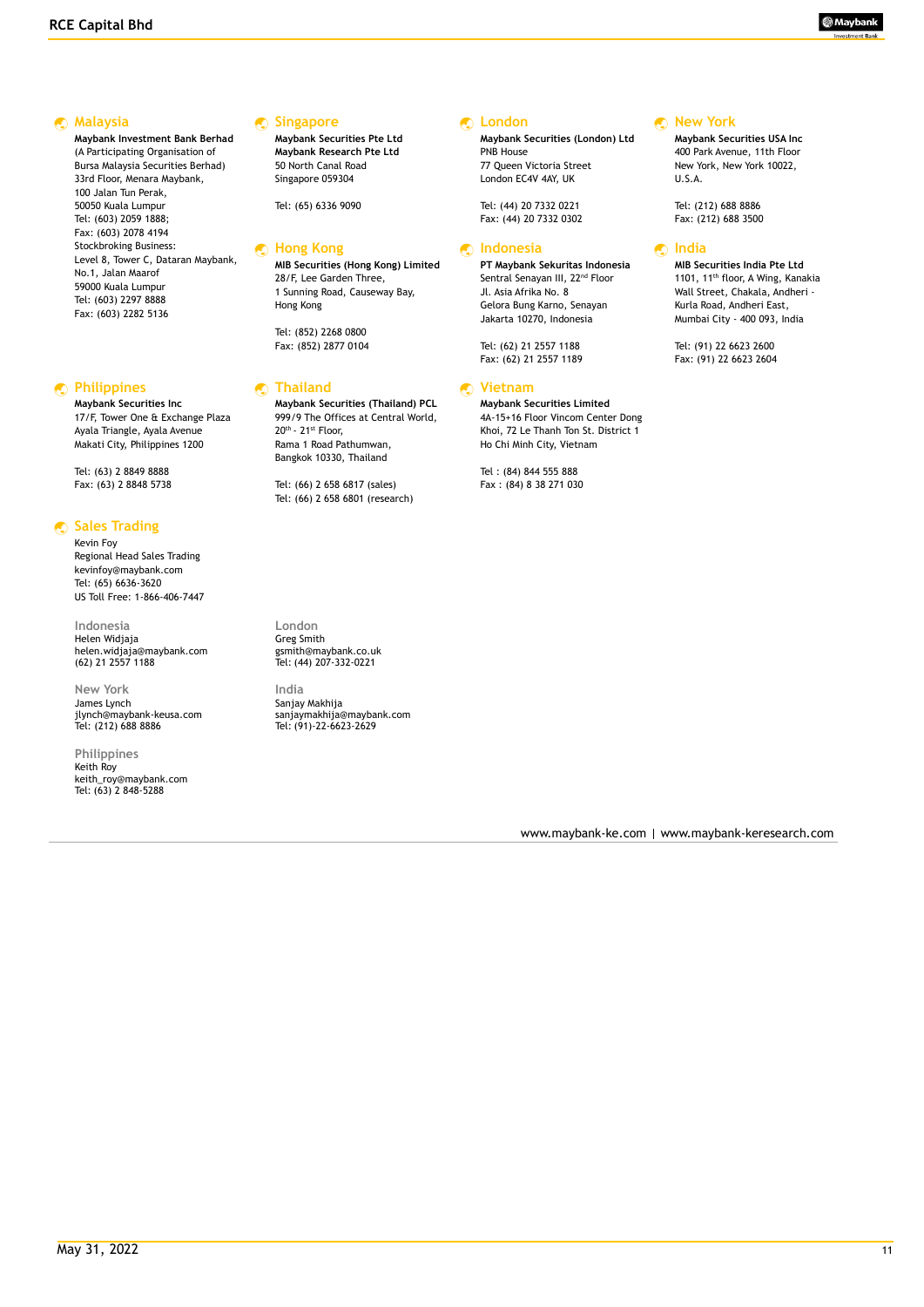## Malaysia

**Maybank Investment Bank Berhad**
(A Participating Organisation of
Bursa Malaysia Securities Berhad)
33rd Floor, Menara Maybank,
100 Jalan Tun Perak,
50050 Kuala Lumpur
Tel: (603) 2059 1888;
Fax: (603) 2078 4194
Stockbroking Business:
Level 8, Tower C, Dataran Maybank,
No.1, Jalan Maarof
59000 Kuala Lumpur
Tel: (603) 2297 8888
Fax: (603) 2282 5136

## Singapore

**Maybank Securities Pte Ltd**
**Maybank Research Pte Ltd**
50 North Canal Road
Singapore 059304

Tel: (65) 6336 9090

## London

**Maybank Securities (London) Ltd**
PNB House
77 Queen Victoria Street
London EC4V 4AY, UK

Tel: (44) 20 7332 0221
Fax: (44) 20 7332 0302

## New York

**Maybank Securities USA Inc**
400 Park Avenue, 11th Floor
New York, New York 10022,
U.S.A.

Tel: (212) 688 8886
Fax: (212) 688 3500

## Hong Kong

**MIB Securities (Hong Kong) Limited**
28/F, Lee Garden Three,
1 Sunning Road, Causeway Bay,
Hong Kong

Tel: (852) 2268 0800
Fax: (852) 2877 0104

## Indonesia

**PT Maybank Sekuritas Indonesia**
Sentral Senayan III, 22nd Floor
Jl. Asia Afrika No. 8
Gelora Bung Karno, Senayan
Jakarta 10270, Indonesia

Tel: (62) 21 2557 1188
Fax: (62) 21 2557 1189

## India

**MIB Securities India Pte Ltd**
1101, 11th floor, A Wing, Kanakia
Wall Street, Chakala, Andheri -
Kurla Road, Andheri East,
Mumbai City - 400 093, India

Tel: (91) 22 6623 2600
Fax: (91) 22 6623 2604

## Philippines

**Maybank Securities Inc**
17/F, Tower One & Exchange Plaza
Ayala Triangle, Ayala Avenue
Makati City, Philippines 1200

Tel: (63) 2 8849 8888
Fax: (63) 2 8848 5738

## Thailand

**Maybank Securities (Thailand) PCL**
999/9 The Offices at Central World,
20th - 21st Floor,
Rama 1 Road Pathumwan,
Bangkok 10330, Thailand

Tel: (66) 2 658 6817 (sales)
Tel: (66) 2 658 6801 (research)

## Vietnam

**Maybank Securities Limited**
4A-15+16 Floor Vincom Center Dong
Khoi, 72 Le Thanh Ton St. District 1
Ho Chi Minh City, Vietnam

Tel : (84) 844 555 888
Fax : (84) 8 38 271 030

## Sales Trading

Kevin Foy
Regional Head Sales Trading
kevinfoy@maybank.com
Tel: (65) 6636-3620
US Toll Free: 1-866-406-7447

### Indonesia
Helen Widjaja
helen.widjaja@maybank.com
(62) 21 2557 1188

### London
Greg Smith
gsmith@maybank.co.uk
Tel: (44) 207-332-0221

### New York
James Lynch
jlynch@maybank-keusa.com
Tel: (212) 688 8886

### India
Sanjay Makhija
sanjaymakhija@maybank.com
Tel: (91)-22-6623-2629

### Philippines
Keith Roy
keith_roy@maybank.com
Tel: (63) 2 848-5288

www.maybank-ke.com | www.maybank-keresearch.com